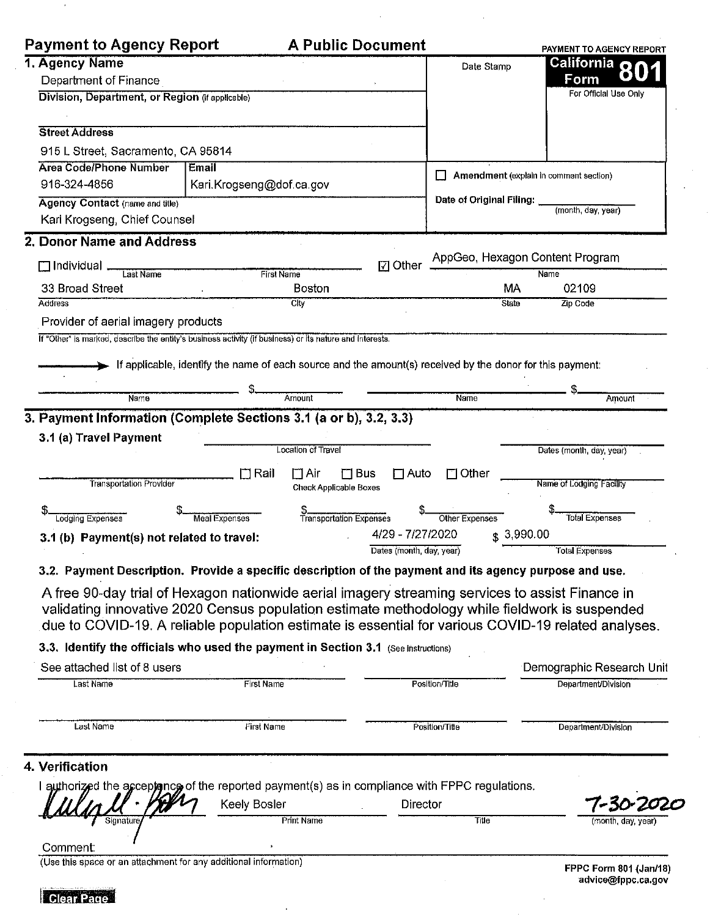# Payment to Agency Report — A Public Document

**PAYMENT TO AGENCY REPORT**

**California Form 801**

For Official Use Only

Date Stamp

## 1. Agency Name

Department of Finance

**Division, Department, or Region** (if applicable)

**Street Address**

915 L Street, Sacramento, CA 95814

| Area Code/Phone Number | Email |
|---|---|
| 916-324-4856 | Kari.Krogseng@dof.ca.gov |

**Agency Contact** (name and title)

Kari Krogseng, Chief Counsel

☐ **Amendment** (explain in comment section)

**Date of Original Filing:** ______ (month, day, year)

## 2. Donor Name and Address

☐ Individual ______ Last Name ______ First Name

☑ Other AppGeo, Hexagon Content Program (Name)

| Address | City | State | Zip Code |
|---|---|---|---|
| 33 Broad Street | Boston | MA | 02109 |

Provider of aerial imagery products

If "Other" is marked, describe the entity's business activity (if business) or its nature and interests.

→ If applicable, identify the name of each source and the amount(s) received by the donor for this payment:

| Name | Amount | Name | Amount |
|---|---|---|---|
| | $ | | $ |

## 3. Payment Information (Complete Sections 3.1 (a or b), 3.2, 3.3)

**3.1 (a) Travel Payment**

Location of Travel: ______ Dates (month, day, year): ______

Transportation Provider: ______ ☐ Rail ☐ Air ☐ Bus ☐ Auto ☐ Other (Check Applicable Boxes)

Name of Lodging Facility: ______

| Lodging Expenses | Meal Expenses | Transportation Expenses | Other Expenses | Total Expenses |
|---|---|---|---|---|
| $ | $ | $ | $ | $ |

**3.1 (b) Payment(s) not related to travel:**

| Dates (month, day, year) | Total Expenses |
|---|---|
| 4/29 - 7/27/2020 | $ 3,990.00 |

**3.2. Payment Description. Provide a specific description of the payment and its agency purpose and use.**

A free 90-day trial of Hexagon nationwide aerial imagery streaming services to assist Finance in validating innovative 2020 Census population estimate methodology while fieldwork is suspended due to COVID-19. A reliable population estimate is essential for various COVID-19 related analyses.

**3.3. Identify the officials who used the payment in Section 3.1** (See instructions)

| Last Name | First Name | Position/Title | Department/Division |
|---|---|---|---|
| See attached list of 8 users | | | Demographic Research Unit |
| | | | |

## 4. Verification

I authorized the acceptance of the reported payment(s) as in compliance with FPPC regulations.

| Signature | Print Name | Title | (month, day, year) |
|---|---|---|---|
| [Signature] | Keely Bosler | Director | 7-30-2020 |

Comment:

(Use this space or an attachment for any additional information)

FPPC Form 801 (Jan/18)
advice@fppc.ca.gov

Clear Page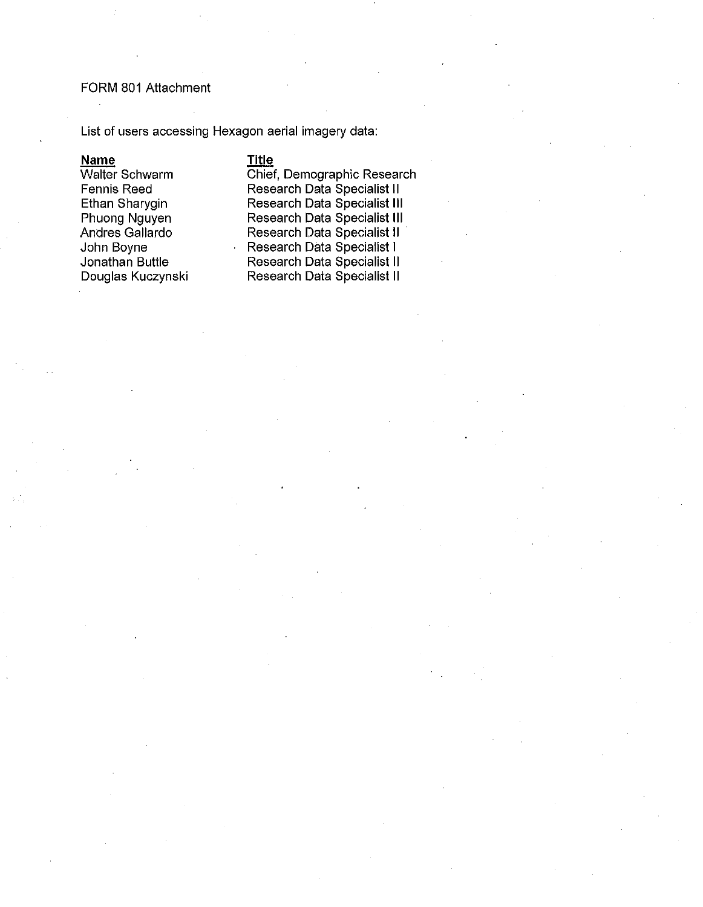FORM 801 Attachment

List of users accessing Hexagon aerial imagery data:

| **Name** | **Title** |
|---|---|
| Walter Schwarm | Chief, Demographic Research |
| Fennis Reed | Research Data Specialist II |
| Ethan Sharygin | Research Data Specialist III |
| Phuong Nguyen | Research Data Specialist III |
| Andres Gallardo | Research Data Specialist II |
| John Boyne | Research Data Specialist I |
| Jonathan Buttle | Research Data Specialist II |
| Douglas Kuczynski | Research Data Specialist II |